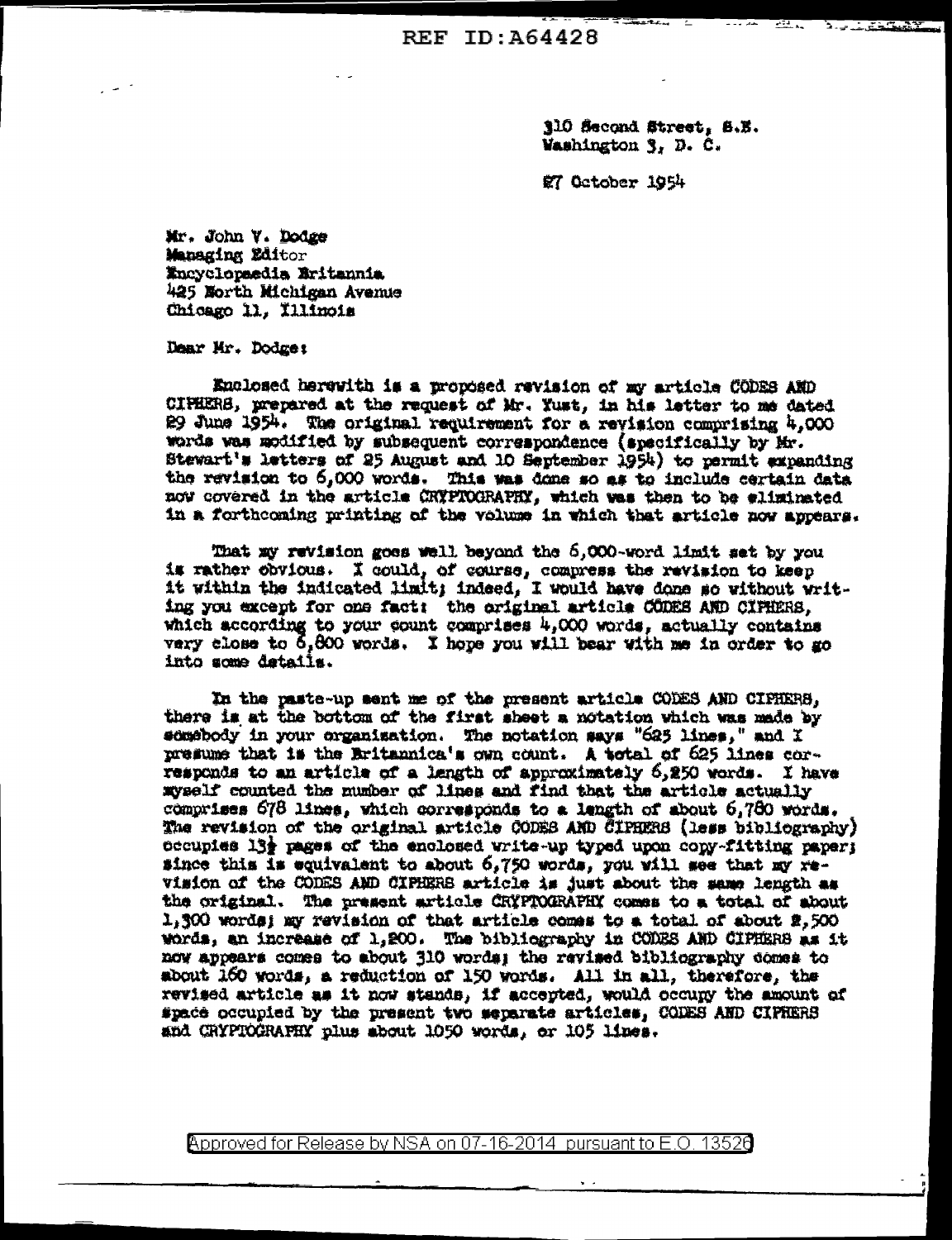310 Second Street, S.E.
Washington 3, D. C.

27 October 1954

Mr. John V. Dodge
Managing Editor
Encyclopaedia Britannia
425 North Michigan Avenue
Chicago 11, Illinois

Dear Mr. Dodge:

Enclosed herewith is a proposed revision of my article CODES AND CIPHERS, prepared at the request of Mr. Yust, in his letter to me dated 29 June 1954. The original requirement for a revision comprising 4,000 words was modified by subsequent correspondence (specifically by Mr. Stewart's letters of 25 August and 10 September 1954) to permit expanding the revision to 6,000 words. This was done so as to include certain data now covered in the article CRYPTOGRAPHY, which was then to be eliminated in a forthcoming printing of the volume in which that article now appears.

That my revision goes well beyond the 6,000-word limit set by you is rather obvious. I could, of course, compress the revision to keep it within the indicated limit; indeed, I would have done so without writing you except for one fact: the original article CODES AND CIPHERS, which according to your count comprises 4,000 words, actually contains very close to 6,800 words. I hope you will bear with me in order to go into some details.

In the paste-up sent me of the present article CODES AND CIPHERS, there is at the bottom of the first sheet a notation which was made by somebody in your organization. The notation says "625 lines," and I presume that is the Britannica's own count. A total of 625 lines corresponds to an article of a length of approximately 6,250 words. I have myself counted the number of lines and find that the article actually comprises 678 lines, which corresponds to a length of about 6,780 words. The revision of the original article CODES AND CIPHERS (less bibliography) occupies 13½ pages of the enclosed write-up typed upon copy-fitting paper; since this is equivalent to about 6,750 words, you will see that my revision of the CODES AND CIPHERS article is just about the same length as the original. The present article CRYPTOGRAPHY comes to a total of about 1,300 words; my revision of that article comes to a total of about 2,500 words, an increase of 1,200. The bibliography in CODES AND CIPHERS as it now appears comes to about 310 words; the revised bibliography comes to about 160 words, a reduction of 150 words. All in all, therefore, the revised article as it now stands, if accepted, would occupy the amount of space occupied by the present two separate articles, CODES AND CIPHERS and CRYPTOGRAPHY plus about 1050 words, or 105 lines.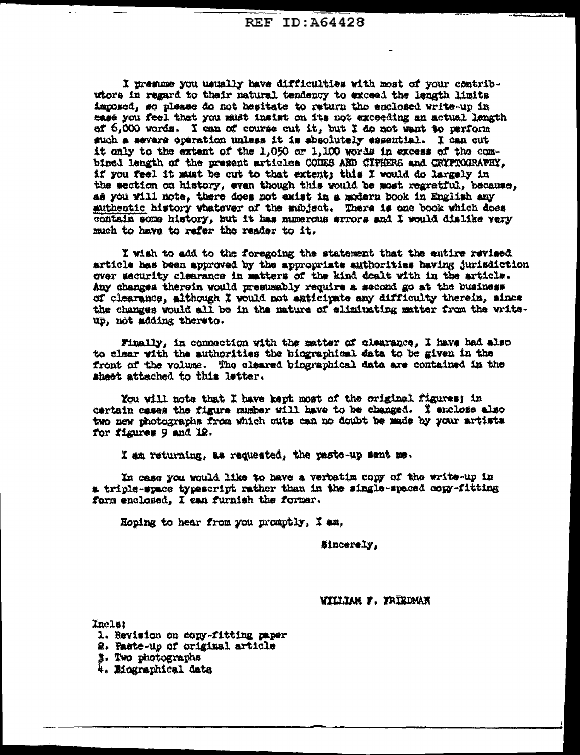I presume you usually have difficulties with most of your contributors in regard to their natural tendency to exceed the length limits imposed, so please do not hesitate to return the enclosed write-up in case you feel that you must insist on its not exceeding an actual length of 6,000 words. I can of course cut it, but I do not want to perform such a severe operation unless it is absolutely essential. I can cut it only to the extent of the 1,050 or 1,100 words in excess of the combined length of the present articles CODES AND CIPHERS and CRYPTOGRAPHY, if you feel it must be cut to that extent; this I would do largely in the section on history, even though this would be most regretful, because, as you will note, there does not exist in a modern book in English any authentic history whatever of the subject. There is one book which does contain some history, but it has numerous errors and I would dislike very much to have to refer the reader to it.

I wish to add to the foregoing the statement that the entire revised article has been approved by the appropriate authorities having jurisdiction over security clearance in matters of the kind dealt with in the article. Any changes therein would presumably require a second go at the business of clearance, although I would not anticipate any difficulty therein, since the changes would all be in the nature of eliminating matter from the write-up, not adding thereto.

Finally, in connection with the matter of clearance, I have had also to clear with the authorities the biographical data to be given in the front of the volume. The cleared biographical data are contained in the sheet attached to this letter.

You will note that I have kept most of the original figures; in certain cases the figure number will have to be changed. I enclose also two new photographs from which cuts can no doubt be made by your artists for figures 9 and 12.

I am returning, as requested, the paste-up sent me.

In case you would like to have a verbatim copy of the write-up in a triple-space typescript rather than in the single-spaced copy-fitting form enclosed, I can furnish the former.

Hoping to hear from you promptly, I am,

Sincerely,

WILLIAM F. FRIEDMAN

Incls:

1. Revision on copy-fitting paper
2. Paste-up of original article
3. Two photographs
4. Biographical data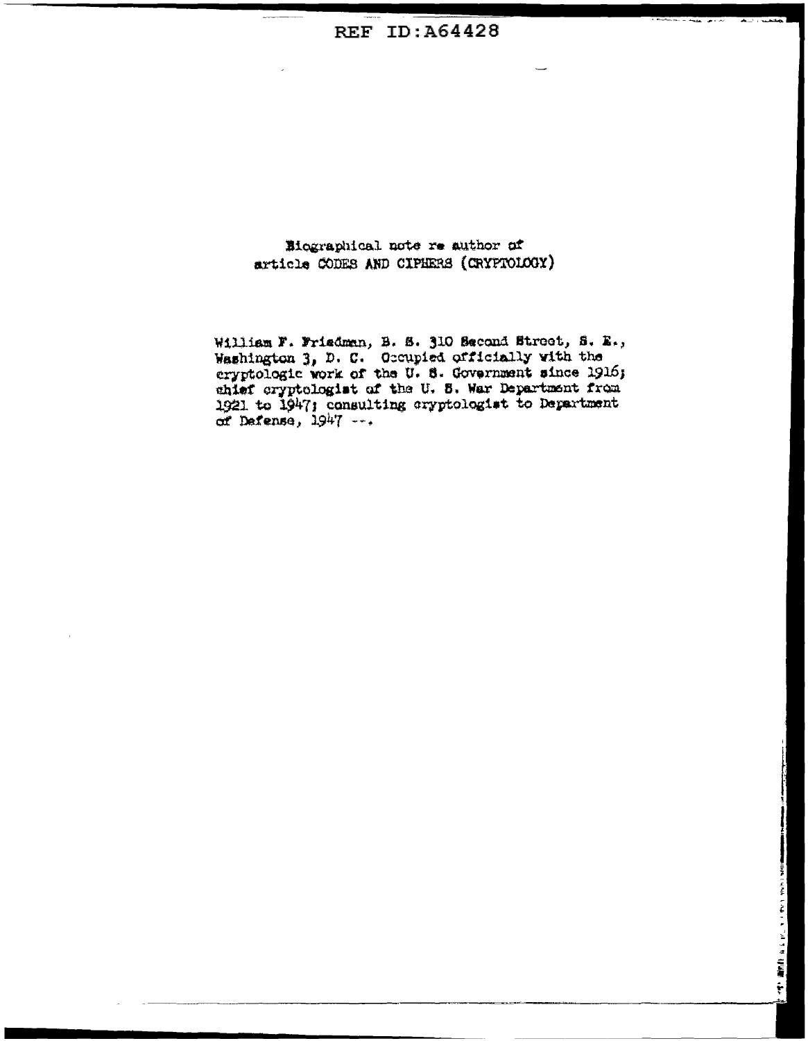REF ID:A64428

Biographical note re author of
article CODES AND CIPHERS (CRYPTOLOGY)

William F. Friedman, B. S. 310 Second Street, S. E.,
Washington 3, D. C. Occupied officially with the
cryptologic work of the U. S. Government since 1916;
chief cryptologist of the U. S. War Department from
1921 to 1947; consulting cryptologist to Department
of Defense, 1947 --.